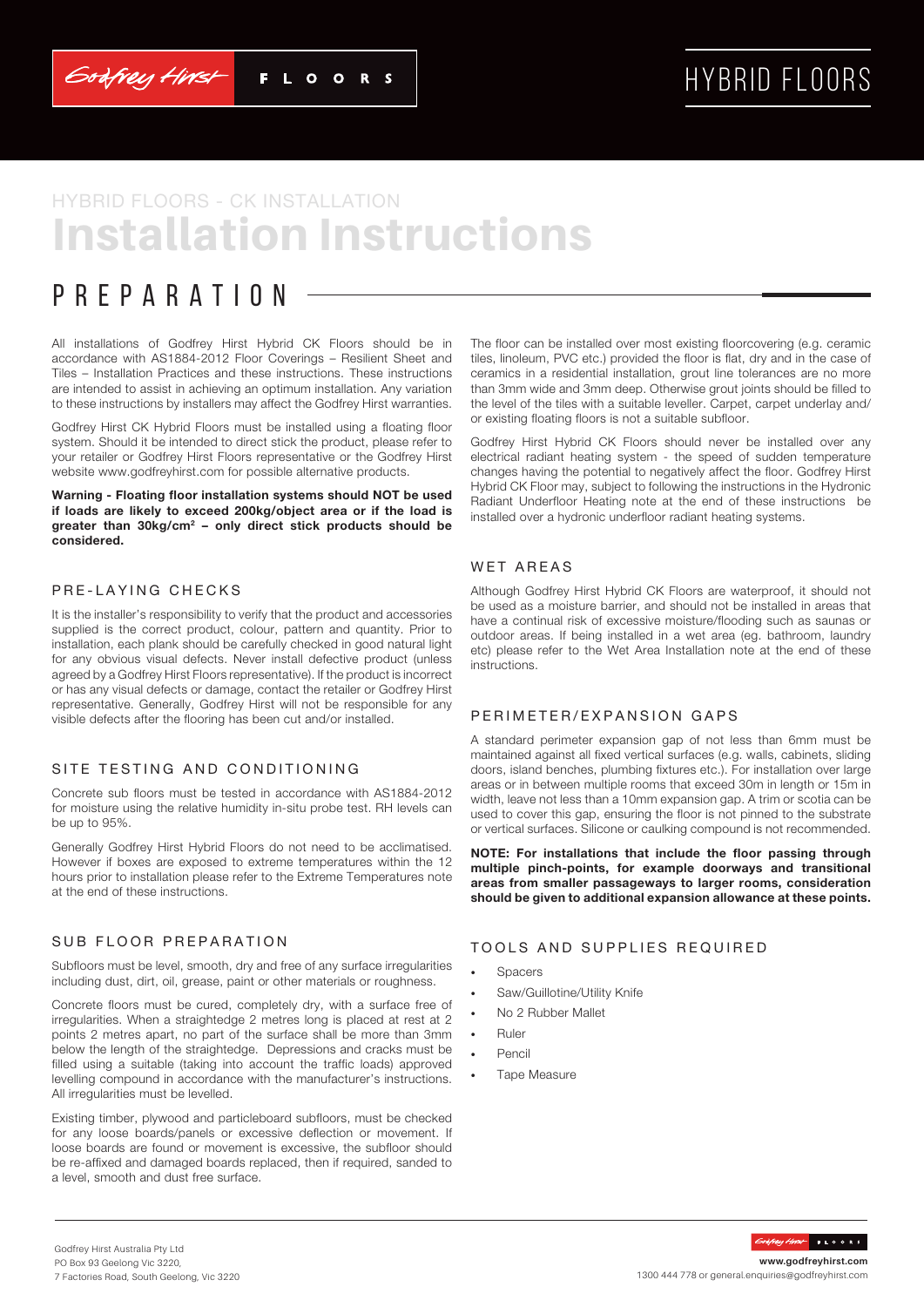# HYBRID FLOORS

## HYBRID FLOORS - CK INSTALLATION

# Installation Instructions

## PREPARATION

All installations of Godfrey Hirst Hybrid CK Floors should be in accordance with AS1884-2012 Floor Coverings – Resilient Sheet and Tiles – Installation Practices and these instructions. These instructions are intended to assist in achieving an optimum installation. Any variation to these instructions by installers may affect the Godfrey Hirst warranties.

Godfrey Hirst CK Hybrid Floors must be installed using a floating floor system. Should it be intended to direct stick the product, please refer to your retailer or Godfrey Hirst Floors representative or the Godfrey Hirst website www.godfreyhirst.com for possible alternative products.

**Warning - Floating floor installation systems should NOT be used if loads are likely to exceed 200kg/object area or if the load is greater than 30kg/cm² – only direct stick products should be considered.**

### PRE-LAYING CHECKS

It is the installer's responsibility to verify that the product and accessories supplied is the correct product, colour, pattern and quantity. Prior to installation, each plank should be carefully checked in good natural light for any obvious visual defects. Never install defective product (unless agreed by a Godfrey Hirst Floors representative). If the product is incorrect or has any visual defects or damage, contact the retailer or Godfrey Hirst representative. Generally, Godfrey Hirst will not be responsible for any visible defects after the flooring has been cut and/or installed.

### SITE TESTING AND CONDITIONING

Concrete sub floors must be tested in accordance with AS1884-2012 for moisture using the relative humidity in-situ probe test. RH levels can be up to 95%.

Generally Godfrey Hirst Hybrid Floors do not need to be acclimatised. However if boxes are exposed to extreme temperatures within the 12 hours prior to installation please refer to the Extreme Temperatures note at the end of these instructions.

### SUB FLOOR PREPARATION

Subfloors must be level, smooth, dry and free of any surface irregularities including dust, dirt, oil, grease, paint or other materials or roughness.

Concrete floors must be cured, completely dry, with a surface free of irregularities. When a straightedge 2 metres long is placed at rest at 2 points 2 metres apart, no part of the surface shall be more than 3mm below the length of the straightedge. Depressions and cracks must be filled using a suitable (taking into account the traffic loads) approved levelling compound in accordance with the manufacturer's instructions. All irregularities must be levelled.

Existing timber, plywood and particleboard subfloors, must be checked for any loose boards/panels or excessive deflection or movement. If loose boards or movement is excessive, the subfloor should be re-affixed and damaged boards replaced, then if required, sanded to a level, smooth and dust free surface.

The floor can be installed over most existing floorcovering (e.g. ceramic tiles, linoleum, PVC etc.) provided the floor is flat, dry and in the case of ceramics in a residential installation, grout line tolerances are no more than 3mm wide and 3mm deep. Otherwise grout joints should be filled to the level of the tiles with a suitable leveller. Carpet, carpet underlay and/or existing floating floors is not a suitable subfloor.

Godfrey Hirst Hybrid CK Floors should never be installed over any electrical radiant heating system - the speed of sudden temperature changes having the potential to negatively affect the floor. Godfrey Hirst Hybrid CK Floor may, subject to following the instructions in the Hydronic Radiant Underfloor Heating note at the end of these instructions be installed over a hydronic underfloor radiant heating systems.

### WET AREAS

Although Godfrey Hirst Hybrid CK Floors are waterproof, it should not be used as a moisture barrier, and should not be installed in areas that have a continual risk of excessive moisture/flooding such as saunas or outdoor areas. If being installed in a wet area (eg. bathroom, laundry etc) please refer to the Wet Area Installation note at the end of these instructions.

### PERIMETER/EXPANSION GAPS

A standard perimeter expansion gap of not less than 6mm must be maintained against all fixed vertical surfaces (e.g. walls, cabinets, sliding doors, island benches, plumbing fixtures etc.). For installation over large areas or in between multiple rooms that exceed 30m in length or 15m in width, leave not less than a 10mm expansion gap. A trim or scotia can be used to cover this gap, ensuring the floor is not pinned to the substrate or vertical surfaces. Silicone or caulking compound is not recommended.

**NOTE: For installations that include the floor passing through multiple pinch-points, for example doorways and transitional areas from smaller passageways to larger rooms, consideration should be given to additional expansion allowance at these points.**

### TOOLS AND SUPPLIES REQUIRED

- Spacers
- Saw/Guillotine/Utility Knife
- No 2 Rubber Mallet
- Ruler
- Pencil
- Tape Measure

Godfrey Hirst Australia Pty Ltd
PO Box 93 Geelong Vic 3220,
7 Factories Road, South Geelong, Vic 3220

www.godfreyhirst.com
1300 444 778 or general.enquiries@godfreyhirst.com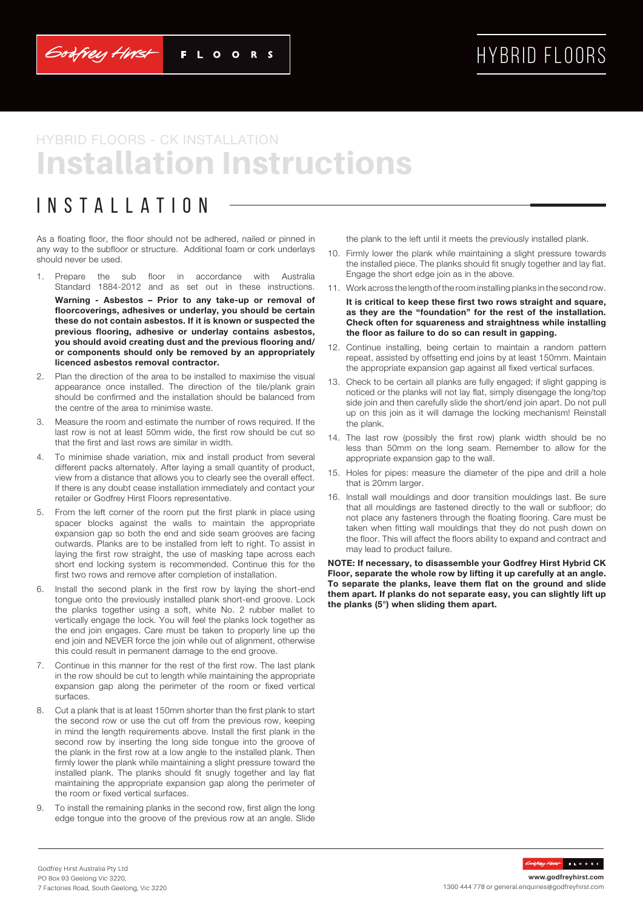HYBRID FLOORS - CK INSTALLATION

# Installation Instructions

## INSTALLATION

As a floating floor, the floor should not be adhered, nailed or pinned in any way to the subfloor or structure. Additional foam or cork underlays should never be used.

1. Prepare the sub floor in accordance with Australia Standard 1884-2012 and as set out in these instructions.

   **Warning - Asbestos – Prior to any take-up or removal of floorcoverings, adhesives or underlay, you should be certain these do not contain asbestos. If it is known or suspected the previous flooring, adhesive or underlay contains asbestos, you should avoid creating dust and the previous flooring and/or components should only be removed by an appropriately licenced asbestos removal contractor.**

2. Plan the direction of the area to be installed to maximise the visual appearance once installed. The direction of the tile/plank grain should be confirmed and the installation should be balanced from the centre of the area to minimise waste.
3. Measure the room and estimate the number of rows required. If the last row is not at least 50mm wide, the first row should be cut so that the first and last rows are similar in width.
4. To minimise shade variation, mix and install product from several different packs alternately. After laying a small quantity of product, view from a distance that allows you to clearly see the overall effect. If there is any doubt cease installation immediately and contact your retailer or Godfrey Hirst Floors representative.
5. From the left corner of the room put the first plank in place using spacer blocks against the walls to maintain the appropriate expansion gap so both the end and side seam grooves are facing outwards. Planks are to be installed from left to right. To assist in laying the first row straight, the use of masking tape across each short end locking system is recommended. Continue this for the first two rows and remove after completion of installation.
6. Install the second plank in the first row by laying the short-end tongue onto the previously installed plank short-end groove. Lock the planks together using a soft, white No. 2 rubber mallet to vertically engage the lock. You will feel the planks lock together as the end join engages. Care must be taken to properly line up the end join and NEVER force the join while out of alignment, otherwise this could result in permanent damage to the end groove.
7. Continue in this manner for the rest of the first row. The last plank in the row should be cut to length while maintaining the appropriate expansion gap along the perimeter of the room or fixed vertical surfaces.
8. Cut a plank that is at least 150mm shorter than the first plank to start the second row or use the cut off from the previous row, keeping in mind the length requirements above. Install the first plank in the second row by inserting the long side tongue into the groove of the plank in the first row at a low angle to the installed plank. Then firmly lower the plank while maintaining a slight pressure toward the installed plank. The planks should fit snugly together and lay flat maintaining the appropriate expansion gap along the perimeter of the room or fixed vertical surfaces.
9. To install the remaining planks in the second row, first align the long edge tongue into the groove of the previous row at an angle. Slide the plank to the left until it meets the previously installed plank.
10. Firmly lower the plank while maintaining a slight pressure towards the installed piece. The planks should fit snugly together and lay flat. Engage the short edge join as in the above.
11. Work across the length of the room installing planks in the second row.

    **It is critical to keep these first two rows straight and square, as they are the "foundation" for the rest of the installation. Check often for squareness and straightness while installing the floor as failure to do so can result in gapping.**

12. Continue installing, being certain to maintain a random pattern repeat, assisted by offsetting end joins by at least 150mm. Maintain the appropriate expansion gap against all fixed vertical surfaces.
13. Check to be certain all planks are fully engaged; if slight gapping is noticed or the planks will not lay flat, simply disengage the long/top side join and then carefully slide the short/end join apart. Do not pull up on this join as it will damage the locking mechanism! Reinstall the plank.
14. The last row (possibly the first row) plank width should be no less than 50mm on the long seam. Remember to allow for the appropriate expansion gap to the wall.
15. Holes for pipes: measure the diameter of the pipe and drill a hole that is 20mm larger.
16. Install wall mouldings and door transition mouldings last. Be sure that all mouldings are fastened directly to the wall or subfloor; do not place any fasteners through the floating flooring. Care must be taken when fitting wall mouldings that they do not push down on the floor. This will affect the floors ability to expand and contract and may lead to product failure.

**NOTE: If necessary, to disassemble your Godfrey Hirst Hybrid CK Floor, separate the whole row by lifting it up carefully at an angle. To separate the planks, leave them flat on the ground and slide them apart. If planks do not separate easy, you can slightly lift up the planks (5°) when sliding them apart.**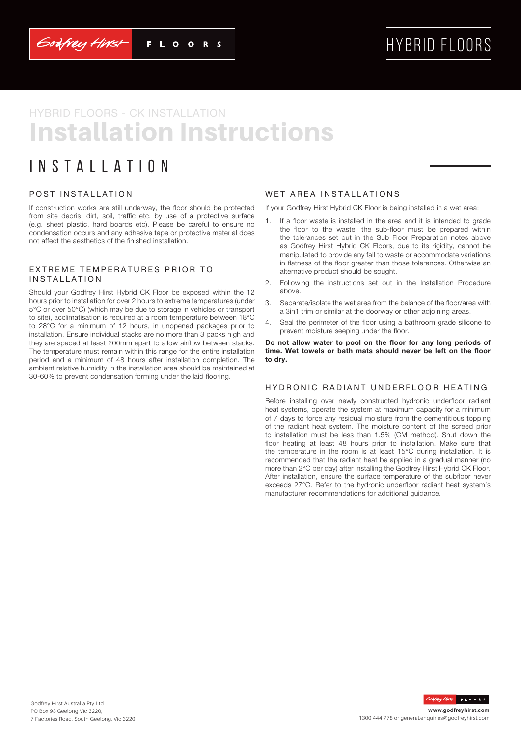HYBRID FLOORS - CK INSTALLATION

# Installation Instructions

## INSTALLATION

### POST INSTALLATION

If construction works are still underway, the floor should be protected from site debris, dirt, soil, traffic etc. by use of a protective surface (e.g. sheet plastic, hard boards etc). Please be careful to ensure no condensation occurs and any adhesive tape or protective material does not affect the aesthetics of the finished installation.

### EXTREME TEMPERATURES PRIOR TO INSTALLATION

Should your Godfrey Hirst Hybrid CK Floor be exposed within the 12 hours prior to installation for over 2 hours to extreme temperatures (under 5°C or over 50°C) (which may be due to storage in vehicles or transport to site), acclimatisation is required at a room temperature between 18°C to 28°C for a minimum of 12 hours, in unopened packages prior to installation. Ensure individual stacks are no more than 3 packs high and they are spaced at least 200mm apart to allow airflow between stacks. The temperature must remain within this range for the entire installation period and a minimum of 48 hours after installation completion. The ambient relative humidity in the installation area should be maintained at 30-60% to prevent condensation forming under the laid flooring.

### WET AREA INSTALLATIONS

If your Godfrey Hirst Hybrid CK Floor is being installed in a wet area:

1. If a floor waste is installed in the area and it is intended to grade the floor to the waste, the sub-floor must be prepared within the tolerances set out in the Sub Floor Preparation notes above as Godfrey Hirst Hybrid CK Floors, due to its rigidity, cannot be manipulated to provide any fall to waste or accommodate variations in flatness of the floor greater than those tolerances. Otherwise an alternative product should be sought.
2. Following the instructions set out in the Installation Procedure above.
3. Separate/isolate the wet area from the balance of the floor/area with a 3in1 trim or similar at the doorway or other adjoining areas.
4. Seal the perimeter of the floor using a bathroom grade silicone to prevent moisture seeping under the floor.

**Do not allow water to pool on the floor for any long periods of time. Wet towels or bath mats should never be left on the floor to dry.**

### HYDRONIC RADIANT UNDERFLOOR HEATING

Before installing over newly constructed hydronic underfloor radiant heat systems, operate the system at maximum capacity for a minimum of 7 days to force any residual moisture from the cementitious topping of the radiant heat system. The moisture content of the screed prior to installation must be less than 1.5% (CM method). Shut down the floor heating at least 48 hours prior to installation. Make sure that the temperature in the room is at least 15°C during installation. It is recommended that the radiant heat be applied in a gradual manner (no more than 2°C per day) after installing the Godfrey Hirst Hybrid CK Floor. After installation, ensure the surface temperature of the subfloor never exceeds 27°C. Refer to the hydronic underfloor radiant heat system's manufacturer recommendations for additional guidance.

Godfrey Hirst Australia Pty Ltd
PO Box 93 Geelong Vic 3220,
7 Factories Road, South Geelong, Vic 3220

www.godfreyhirst.com
1300 444 778 or general.enquiries@godfreyhirst.com